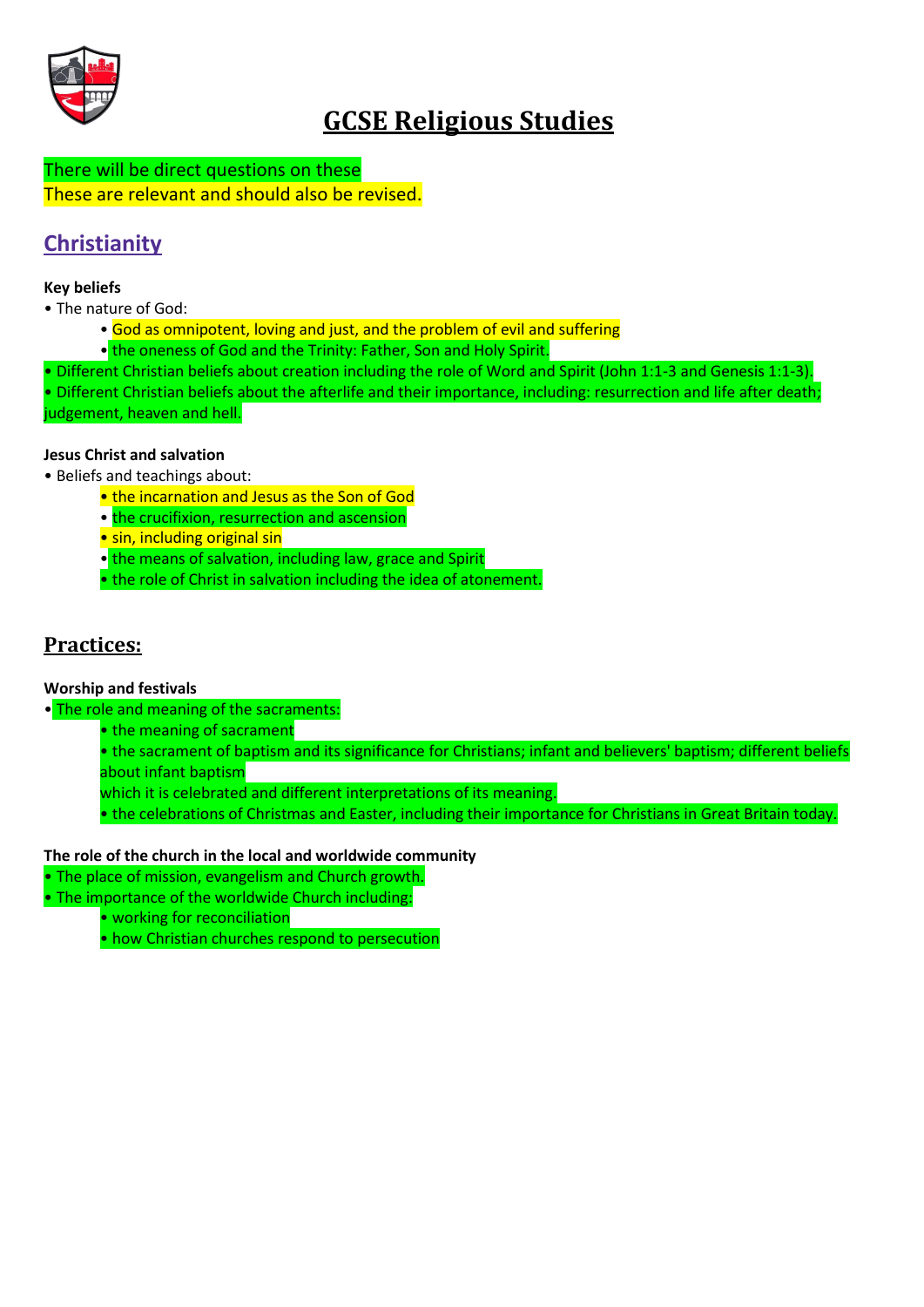# GCSE Religious Studies

There will be direct questions on these
These are relevant and should also be revised.

## Christianity

**Key beliefs**

- The nature of God:
  - God as omnipotent, loving and just, and the problem of evil and suffering
  - the oneness of God and the Trinity: Father, Son and Holy Spirit.
- Different Christian beliefs about creation including the role of Word and Spirit (John 1:1-3 and Genesis 1:1-3).
- Different Christian beliefs about the afterlife and their importance, including: resurrection and life after death; judgement, heaven and hell.

**Jesus Christ and salvation**

- Beliefs and teachings about:
  - the incarnation and Jesus as the Son of God
  - the crucifixion, resurrection and ascension
  - sin, including original sin
  - the means of salvation, including law, grace and Spirit
  - the role of Christ in salvation including the idea of atonement.

## Practices:

**Worship and festivals**

- The role and meaning of the sacraments:
  - the meaning of sacrament
  - the sacrament of baptism and its significance for Christians; infant and believers' baptism; different beliefs about infant baptism
    which it is celebrated and different interpretations of its meaning.
  - the celebrations of Christmas and Easter, including their importance for Christians in Great Britain today.

**The role of the church in the local and worldwide community**

- The place of mission, evangelism and Church growth.
- The importance of the worldwide Church including:
  - working for reconciliation
  - how Christian churches respond to persecution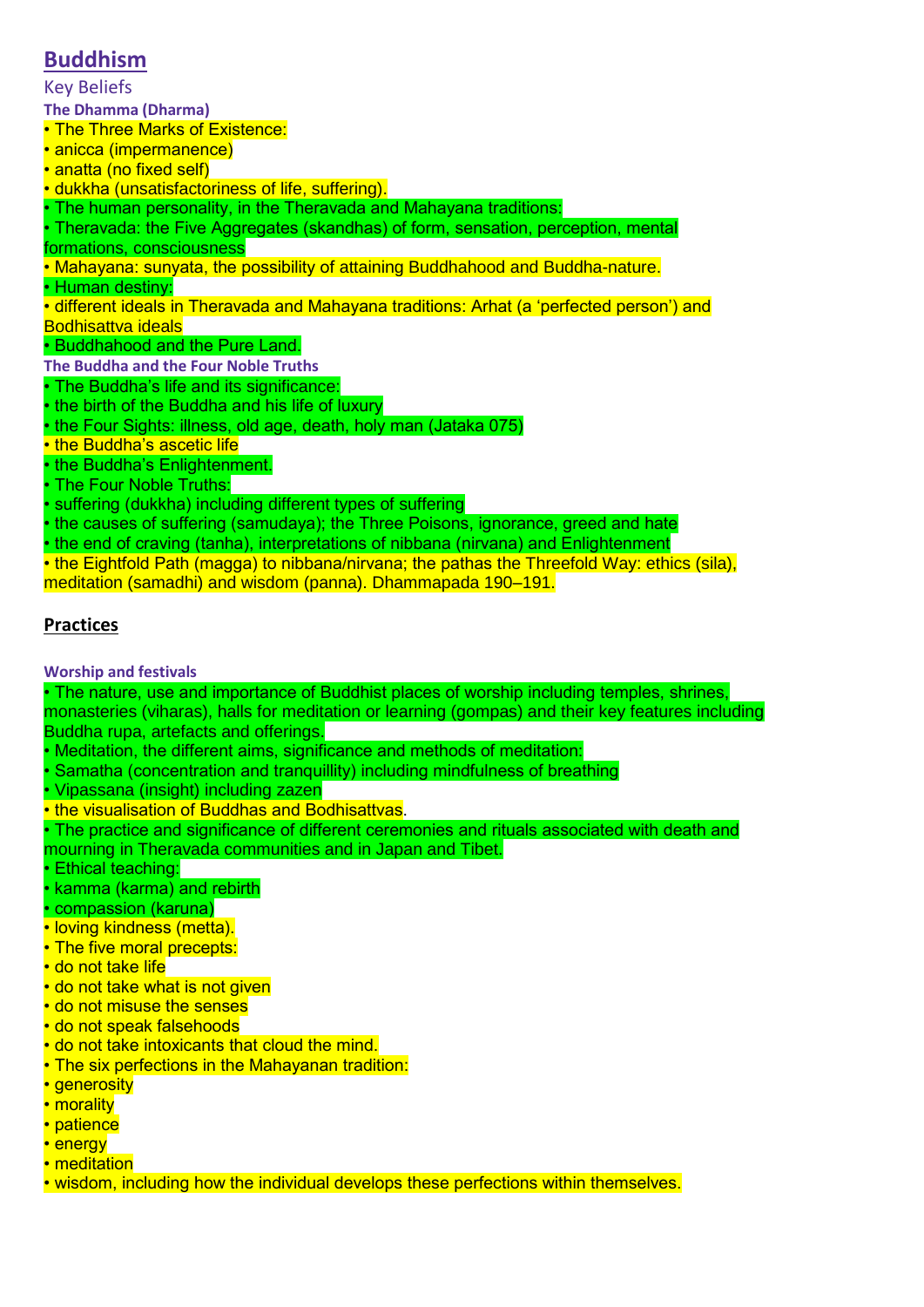# Buddhism

## Key Beliefs

### The Dhamma (Dharma)

- The Three Marks of Existence:
- anicca (impermanence)
- anatta (no fixed self)
- dukkha (unsatisfactoriness of life, suffering).
- The human personality, in the Theravada and Mahayana traditions:
- Theravada: the Five Aggregates (skandhas) of form, sensation, perception, mental formations, consciousness
- Mahayana: sunyata, the possibility of attaining Buddhahood and Buddha-nature.
- Human destiny:
- different ideals in Theravada and Mahayana traditions: Arhat (a 'perfected person') and Bodhisattva ideals
- Buddhahood and the Pure Land.

### The Buddha and the Four Noble Truths

- The Buddha's life and its significance:
- the birth of the Buddha and his life of luxury
- the Four Sights: illness, old age, death, holy man (Jataka 075)
- the Buddha's ascetic life
- the Buddha's Enlightenment.
- The Four Noble Truths:
- suffering (dukkha) including different types of suffering
- the causes of suffering (samudaya); the Three Poisons, ignorance, greed and hate
- the end of craving (tanha), interpretations of nibbana (nirvana) and Enlightenment
- the Eightfold Path (magga) to nibbana/nirvana; the pathas the Threefold Way: ethics (sila), meditation (samadhi) and wisdom (panna). Dhammapada 190–191.

## Practices

### Worship and festivals

- The nature, use and importance of Buddhist places of worship including temples, shrines, monasteries (viharas), halls for meditation or learning (gompas) and their key features including Buddha rupa, artefacts and offerings.
- Meditation, the different aims, significance and methods of meditation:
- Samatha (concentration and tranquillity) including mindfulness of breathing
- Vipassana (insight) including zazen
- the visualisation of Buddhas and Bodhisattvas.
- The practice and significance of different ceremonies and rituals associated with death and mourning in Theravada communities and in Japan and Tibet.
- Ethical teaching:
- kamma (karma) and rebirth
- compassion (karuna)
- loving kindness (metta).
- The five moral precepts:
- do not take life
- do not take what is not given
- do not misuse the senses
- do not speak falsehoods
- do not take intoxicants that cloud the mind.
- The six perfections in the Mahayanan tradition:
- generosity
- morality
- patience
- energy
- meditation
- wisdom, including how the individual develops these perfections within themselves.